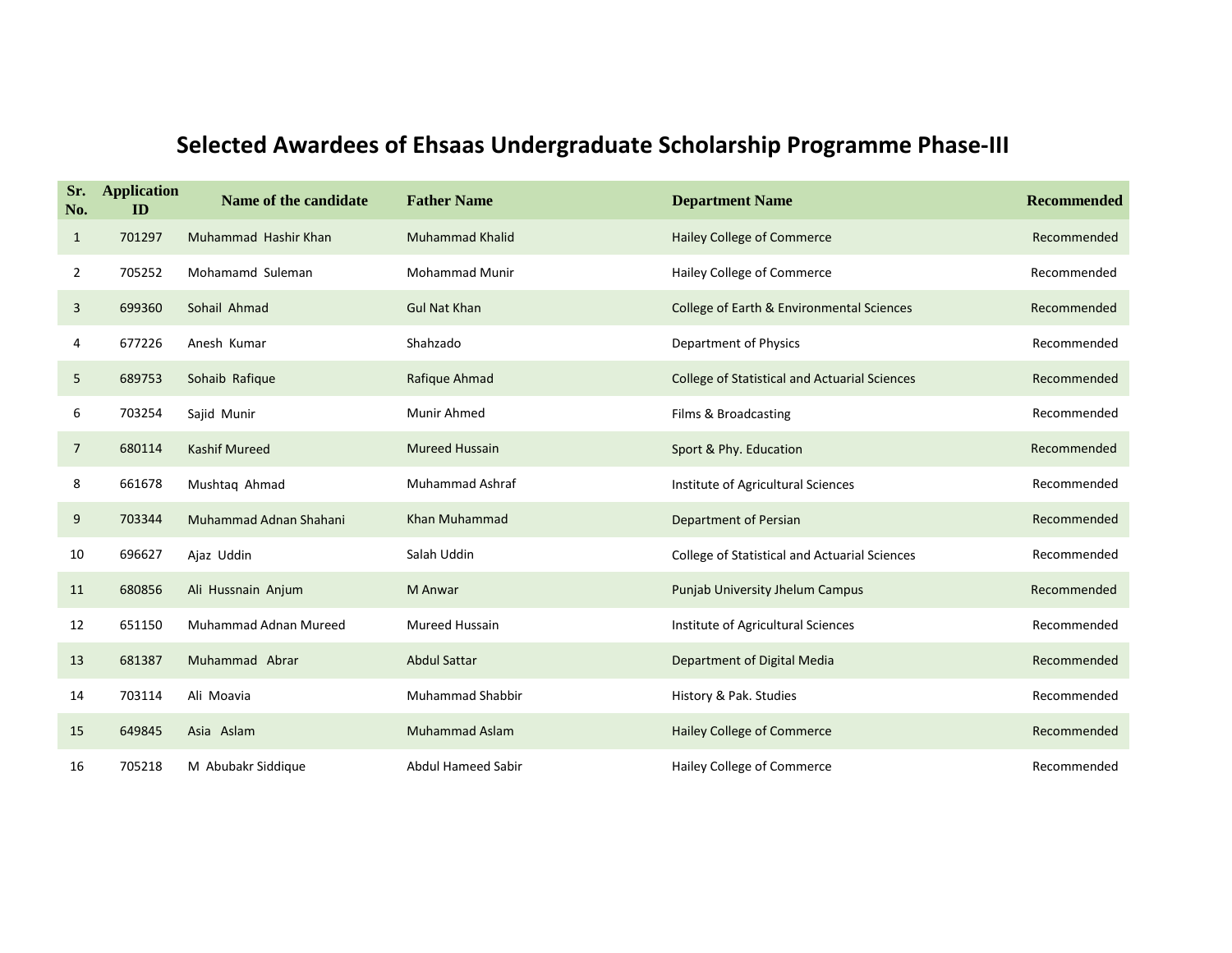# Selected Awardees of Ehsaas Undergraduate Scholarship Programme Phase-III

| Sr. No. | Application ID | Name of the candidate | Father Name | Department Name | Recommended |
|---|---|---|---|---|---|
| 1 | 701297 | Muhammad Hashir Khan | Muhammad Khalid | Hailey College of Commerce | Recommended |
| 2 | 705252 | Mohamamd Suleman | Mohammad Munir | Hailey College of Commerce | Recommended |
| 3 | 699360 | Sohail Ahmad | Gul Nat Khan | College of Earth & Environmental Sciences | Recommended |
| 4 | 677226 | Anesh Kumar | Shahzado | Department of Physics | Recommended |
| 5 | 689753 | Sohaib Rafique | Rafique Ahmad | College of Statistical and Actuarial Sciences | Recommended |
| 6 | 703254 | Sajid Munir | Munir Ahmed | Films & Broadcasting | Recommended |
| 7 | 680114 | Kashif Mureed | Mureed Hussain | Sport & Phy. Education | Recommended |
| 8 | 661678 | Mushtaq Ahmad | Muhammad Ashraf | Institute of Agricultural Sciences | Recommended |
| 9 | 703344 | Muhammad Adnan Shahani | Khan Muhammad | Department of Persian | Recommended |
| 10 | 696627 | Ajaz Uddin | Salah Uddin | College of Statistical and Actuarial Sciences | Recommended |
| 11 | 680856 | Ali Hussnain Anjum | M Anwar | Punjab University Jhelum Campus | Recommended |
| 12 | 651150 | Muhammad Adnan Mureed | Mureed Hussain | Institute of Agricultural Sciences | Recommended |
| 13 | 681387 | Muhammad Abrar | Abdul Sattar | Department of Digital Media | Recommended |
| 14 | 703114 | Ali Moavia | Muhammad Shabbir | History & Pak. Studies | Recommended |
| 15 | 649845 | Asia Aslam | Muhammad Aslam | Hailey College of Commerce | Recommended |
| 16 | 705218 | M Abubakr Siddique | Abdul Hameed Sabir | Hailey College of Commerce | Recommended |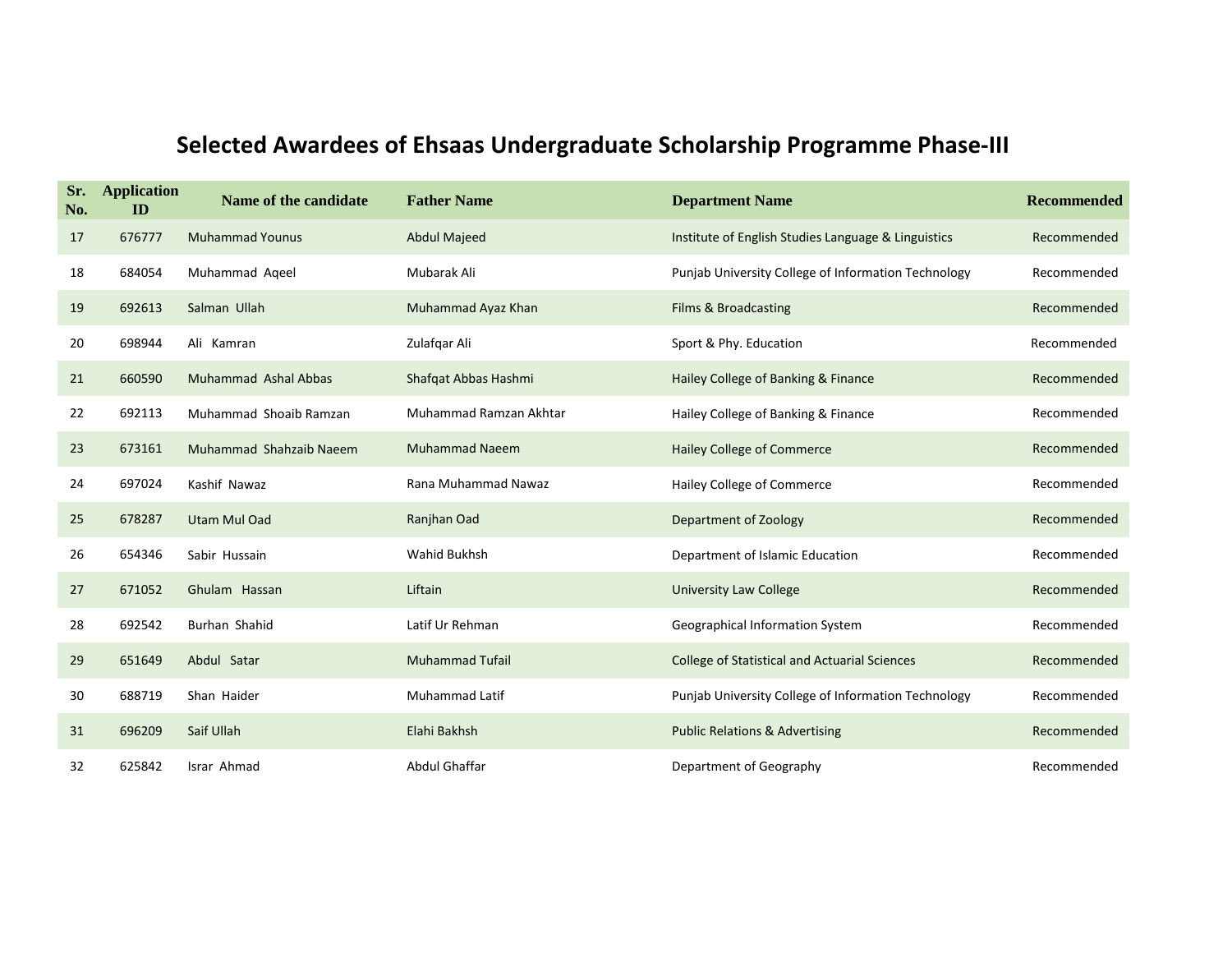# Selected Awardees of Ehsaas Undergraduate Scholarship Programme Phase-III

| Sr. No. | Application ID | Name of the candidate | Father Name | Department Name | Recommended |
|---|---|---|---|---|---|
| 17 | 676777 | Muhammad Younus | Abdul Majeed | Institute of English Studies Language & Linguistics | Recommended |
| 18 | 684054 | Muhammad Aqeel | Mubarak Ali | Punjab University College of Information Technology | Recommended |
| 19 | 692613 | Salman Ullah | Muhammad Ayaz Khan | Films & Broadcasting | Recommended |
| 20 | 698944 | Ali Kamran | Zulafqar Ali | Sport & Phy. Education | Recommended |
| 21 | 660590 | Muhammad Ashal Abbas | Shafqat Abbas Hashmi | Hailey College of Banking & Finance | Recommended |
| 22 | 692113 | Muhammad Shoaib Ramzan | Muhammad Ramzan Akhtar | Hailey College of Banking & Finance | Recommended |
| 23 | 673161 | Muhammad Shahzaib Naeem | Muhammad Naeem | Hailey College of Commerce | Recommended |
| 24 | 697024 | Kashif Nawaz | Rana Muhammad Nawaz | Hailey College of Commerce | Recommended |
| 25 | 678287 | Utam Mul Oad | Ranjhan Oad | Department of Zoology | Recommended |
| 26 | 654346 | Sabir Hussain | Wahid Bukhsh | Department of Islamic Education | Recommended |
| 27 | 671052 | Ghulam Hassan | Liftain | University Law College | Recommended |
| 28 | 692542 | Burhan Shahid | Latif Ur Rehman | Geographical Information System | Recommended |
| 29 | 651649 | Abdul Satar | Muhammad Tufail | College of Statistical and Actuarial Sciences | Recommended |
| 30 | 688719 | Shan Haider | Muhammad Latif | Punjab University College of Information Technology | Recommended |
| 31 | 696209 | Saif Ullah | Elahi Bakhsh | Public Relations & Advertising | Recommended |
| 32 | 625842 | Israr Ahmad | Abdul Ghaffar | Department of Geography | Recommended |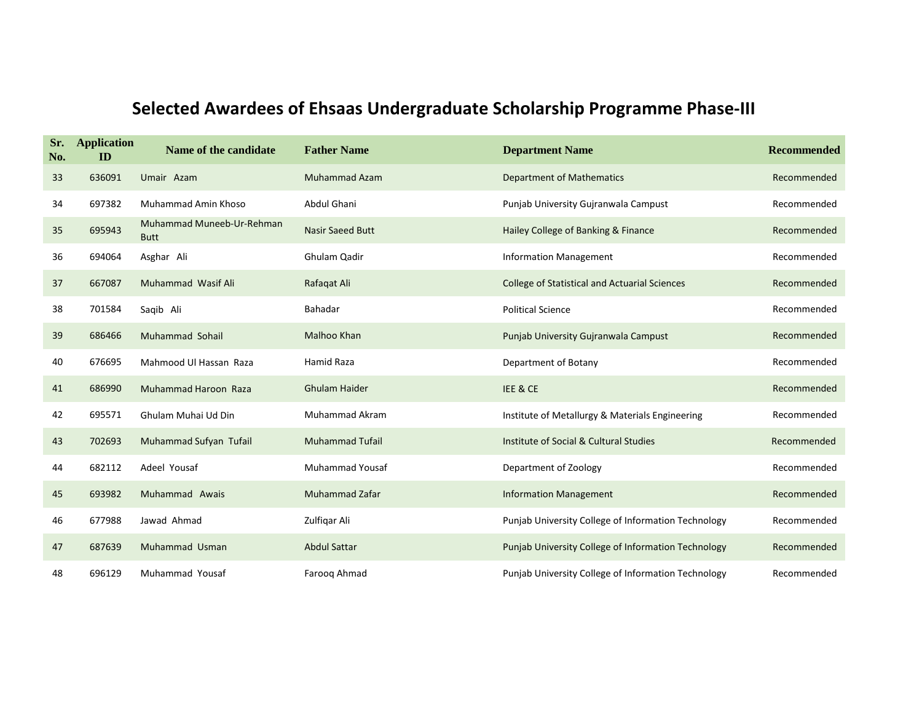# Selected Awardees of Ehsaas Undergraduate Scholarship Programme Phase-III

| Sr. No. | Application ID | Name of the candidate | Father Name | Department Name | Recommended |
|---|---|---|---|---|---|
| 33 | 636091 | Umair Azam | Muhammad Azam | Department of Mathematics | Recommended |
| 34 | 697382 | Muhammad Amin Khoso | Abdul Ghani | Punjab University Gujranwala Campust | Recommended |
| 35 | 695943 | Muhammad Muneeb-Ur-Rehman Butt | Nasir Saeed Butt | Hailey College of Banking & Finance | Recommended |
| 36 | 694064 | Asghar Ali | Ghulam Qadir | Information Management | Recommended |
| 37 | 667087 | Muhammad Wasif Ali | Rafaqat Ali | College of Statistical and Actuarial Sciences | Recommended |
| 38 | 701584 | Saqib Ali | Bahadar | Political Science | Recommended |
| 39 | 686466 | Muhammad Sohail | Malhoo Khan | Punjab University Gujranwala Campust | Recommended |
| 40 | 676695 | Mahmood Ul Hassan Raza | Hamid Raza | Department of Botany | Recommended |
| 41 | 686990 | Muhammad Haroon Raza | Ghulam Haider | IEE & CE | Recommended |
| 42 | 695571 | Ghulam Muhai Ud Din | Muhammad Akram | Institute of Metallurgy & Materials Engineering | Recommended |
| 43 | 702693 | Muhammad Sufyan Tufail | Muhammad Tufail | Institute of Social & Cultural Studies | Recommended |
| 44 | 682112 | Adeel Yousaf | Muhammad Yousaf | Department of Zoology | Recommended |
| 45 | 693982 | Muhammad Awais | Muhammad Zafar | Information Management | Recommended |
| 46 | 677988 | Jawad Ahmad | Zulfiqar Ali | Punjab University College of Information Technology | Recommended |
| 47 | 687639 | Muhammad Usman | Abdul Sattar | Punjab University College of Information Technology | Recommended |
| 48 | 696129 | Muhammad Yousaf | Farooq Ahmad | Punjab University College of Information Technology | Recommended |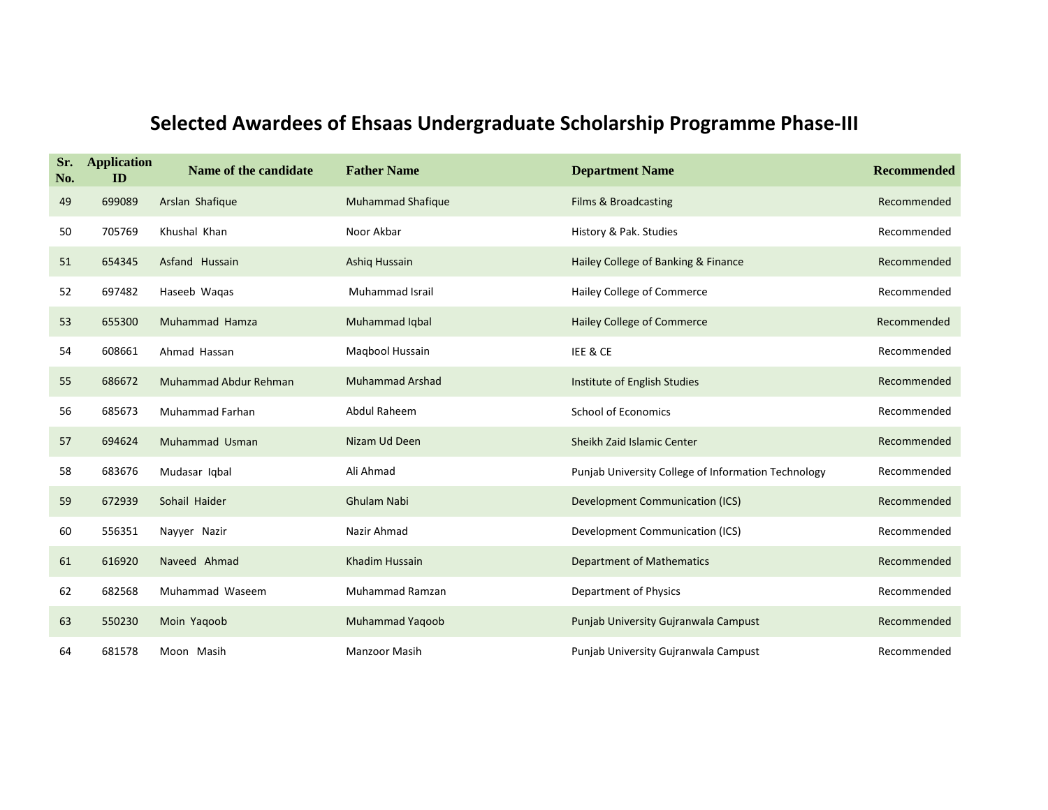# Selected Awardees of Ehsaas Undergraduate Scholarship Programme Phase-III

| Sr. No. | Application ID | Name of the candidate | Father Name | Department Name | Recommended |
|---|---|---|---|---|---|
| 49 | 699089 | Arslan Shafique | Muhammad Shafique | Films & Broadcasting | Recommended |
| 50 | 705769 | Khushal Khan | Noor Akbar | History & Pak. Studies | Recommended |
| 51 | 654345 | Asfand Hussain | Ashiq Hussain | Hailey College of Banking & Finance | Recommended |
| 52 | 697482 | Haseeb Waqas | Muhammad Israil | Hailey College of Commerce | Recommended |
| 53 | 655300 | Muhammad Hamza | Muhammad Iqbal | Hailey College of Commerce | Recommended |
| 54 | 608661 | Ahmad Hassan | Maqbool Hussain | IEE & CE | Recommended |
| 55 | 686672 | Muhammad Abdur Rehman | Muhammad Arshad | Institute of English Studies | Recommended |
| 56 | 685673 | Muhammad Farhan | Abdul Raheem | School of Economics | Recommended |
| 57 | 694624 | Muhammad Usman | Nizam Ud Deen | Sheikh Zaid Islamic Center | Recommended |
| 58 | 683676 | Mudasar Iqbal | Ali Ahmad | Punjab University College of Information Technology | Recommended |
| 59 | 672939 | Sohail Haider | Ghulam Nabi | Development Communication (ICS) | Recommended |
| 60 | 556351 | Nayyer Nazir | Nazir Ahmad | Development Communication (ICS) | Recommended |
| 61 | 616920 | Naveed Ahmad | Khadim Hussain | Department of Mathematics | Recommended |
| 62 | 682568 | Muhammad Waseem | Muhammad Ramzan | Department of Physics | Recommended |
| 63 | 550230 | Moin Yaqoob | Muhammad Yaqoob | Punjab University Gujranwala Campust | Recommended |
| 64 | 681578 | Moon Masih | Manzoor Masih | Punjab University Gujranwala Campust | Recommended |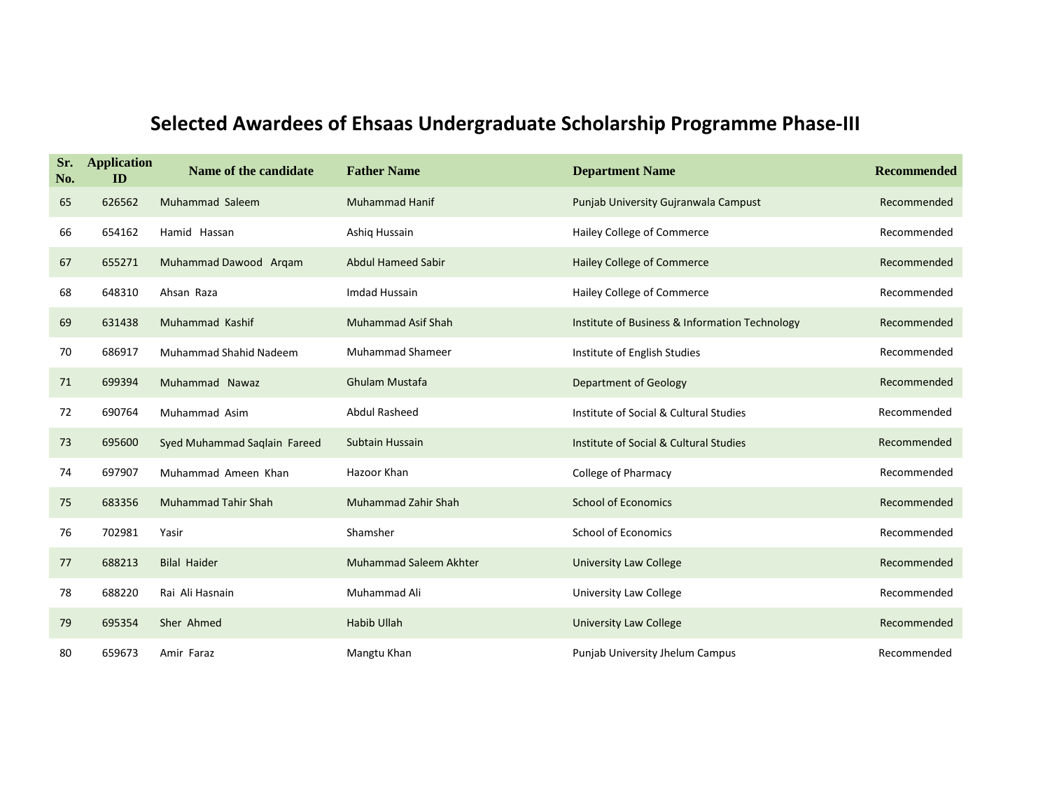# Selected Awardees of Ehsaas Undergraduate Scholarship Programme Phase-III

| Sr. No. | Application ID | Name of the candidate | Father Name | Department Name | Recommended |
|---|---|---|---|---|---|
| 65 | 626562 | Muhammad Saleem | Muhammad Hanif | Punjab University Gujranwala Campust | Recommended |
| 66 | 654162 | Hamid Hassan | Ashiq Hussain | Hailey College of Commerce | Recommended |
| 67 | 655271 | Muhammad Dawood Arqam | Abdul Hameed Sabir | Hailey College of Commerce | Recommended |
| 68 | 648310 | Ahsan Raza | Imdad Hussain | Hailey College of Commerce | Recommended |
| 69 | 631438 | Muhammad Kashif | Muhammad Asif Shah | Institute of Business & Information Technology | Recommended |
| 70 | 686917 | Muhammad Shahid Nadeem | Muhammad Shameer | Institute of English Studies | Recommended |
| 71 | 699394 | Muhammad Nawaz | Ghulam Mustafa | Department of Geology | Recommended |
| 72 | 690764 | Muhammad Asim | Abdul Rasheed | Institute of Social & Cultural Studies | Recommended |
| 73 | 695600 | Syed Muhammad Saqlain Fareed | Subtain Hussain | Institute of Social & Cultural Studies | Recommended |
| 74 | 697907 | Muhammad Ameen Khan | Hazoor Khan | College of Pharmacy | Recommended |
| 75 | 683356 | Muhammad Tahir Shah | Muhammad Zahir Shah | School of Economics | Recommended |
| 76 | 702981 | Yasir | Shamsher | School of Economics | Recommended |
| 77 | 688213 | Bilal Haider | Muhammad Saleem Akhter | University Law College | Recommended |
| 78 | 688220 | Rai Ali Hasnain | Muhammad Ali | University Law College | Recommended |
| 79 | 695354 | Sher Ahmed | Habib Ullah | University Law College | Recommended |
| 80 | 659673 | Amir Faraz | Mangtu Khan | Punjab University Jhelum Campus | Recommended |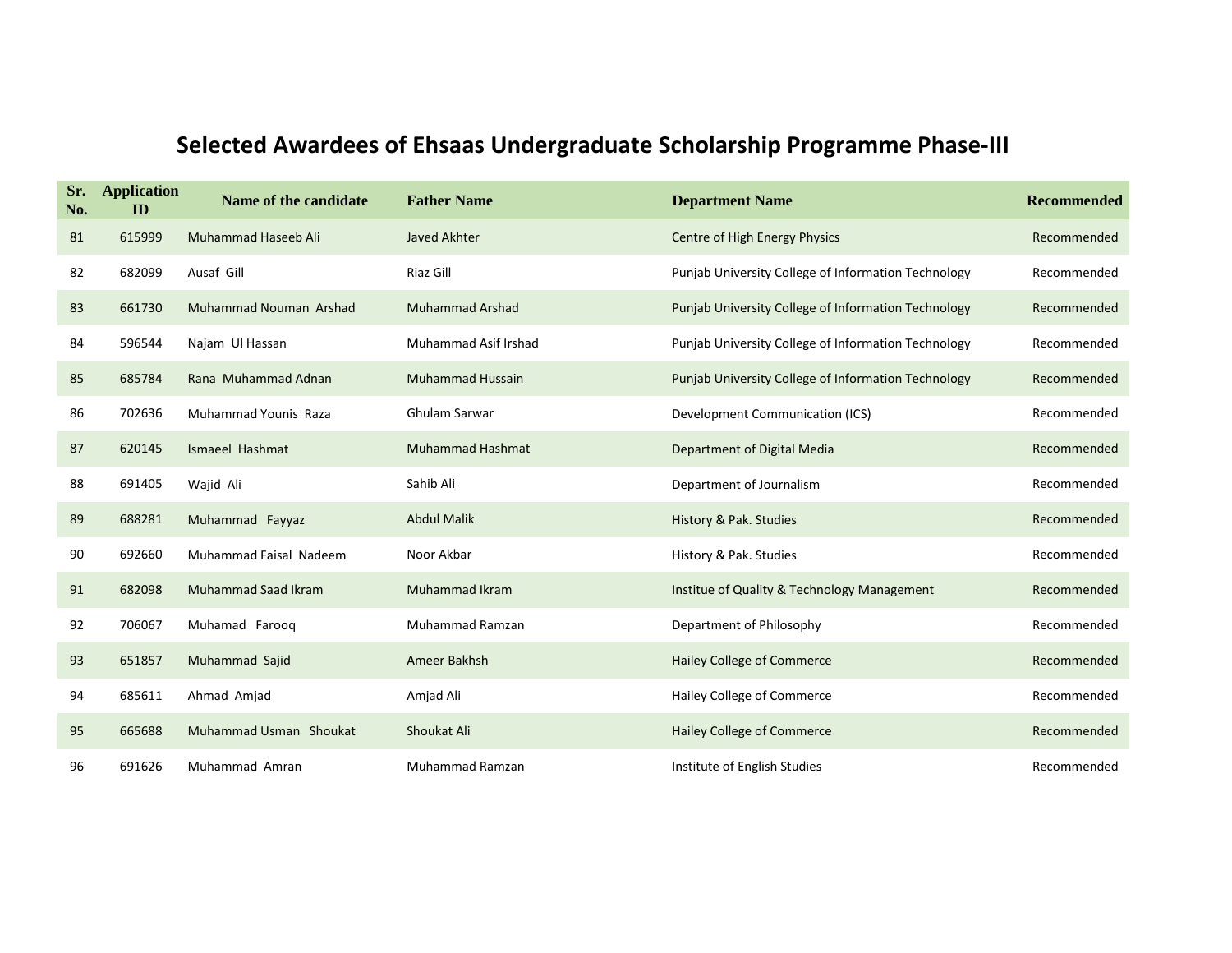# Selected Awardees of Ehsaas Undergraduate Scholarship Programme Phase-III

| Sr. No. | Application ID | Name of the candidate | Father Name | Department Name | Recommended |
|---|---|---|---|---|---|
| 81 | 615999 | Muhammad Haseeb Ali | Javed Akhter | Centre of High Energy Physics | Recommended |
| 82 | 682099 | Ausaf Gill | Riaz Gill | Punjab University College of Information Technology | Recommended |
| 83 | 661730 | Muhammad Nouman Arshad | Muhammad Arshad | Punjab University College of Information Technology | Recommended |
| 84 | 596544 | Najam Ul Hassan | Muhammad Asif Irshad | Punjab University College of Information Technology | Recommended |
| 85 | 685784 | Rana Muhammad Adnan | Muhammad Hussain | Punjab University College of Information Technology | Recommended |
| 86 | 702636 | Muhammad Younis Raza | Ghulam Sarwar | Development Communication (ICS) | Recommended |
| 87 | 620145 | Ismaeel Hashmat | Muhammad Hashmat | Department of Digital Media | Recommended |
| 88 | 691405 | Wajid Ali | Sahib Ali | Department of Journalism | Recommended |
| 89 | 688281 | Muhammad Fayyaz | Abdul Malik | History & Pak. Studies | Recommended |
| 90 | 692660 | Muhammad Faisal Nadeem | Noor Akbar | History & Pak. Studies | Recommended |
| 91 | 682098 | Muhammad Saad Ikram | Muhammad Ikram | Institue of Quality & Technology Management | Recommended |
| 92 | 706067 | Muhamad Farooq | Muhammad Ramzan | Department of Philosophy | Recommended |
| 93 | 651857 | Muhammad Sajid | Ameer Bakhsh | Hailey College of Commerce | Recommended |
| 94 | 685611 | Ahmad Amjad | Amjad Ali | Hailey College of Commerce | Recommended |
| 95 | 665688 | Muhammad Usman Shoukat | Shoukat Ali | Hailey College of Commerce | Recommended |
| 96 | 691626 | Muhammad Amran | Muhammad Ramzan | Institute of English Studies | Recommended |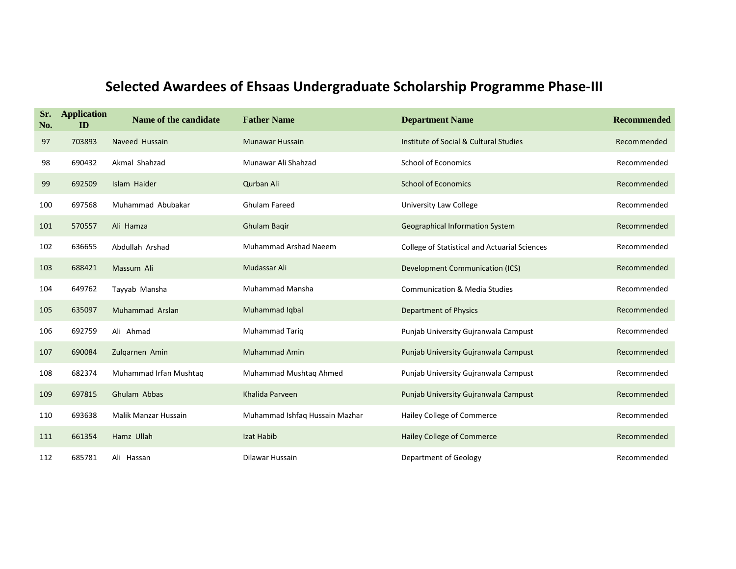# Selected Awardees of Ehsaas Undergraduate Scholarship Programme Phase-III

| Sr. No. | Application ID | Name of the candidate | Father Name | Department Name | Recommended |
|---|---|---|---|---|---|
| 97 | 703893 | Naveed Hussain | Munawar Hussain | Institute of Social & Cultural Studies | Recommended |
| 98 | 690432 | Akmal Shahzad | Munawar Ali Shahzad | School of Economics | Recommended |
| 99 | 692509 | Islam Haider | Qurban Ali | School of Economics | Recommended |
| 100 | 697568 | Muhammad Abubakar | Ghulam Fareed | University Law College | Recommended |
| 101 | 570557 | Ali Hamza | Ghulam Baqir | Geographical Information System | Recommended |
| 102 | 636655 | Abdullah Arshad | Muhammad Arshad Naeem | College of Statistical and Actuarial Sciences | Recommended |
| 103 | 688421 | Massum Ali | Mudassar Ali | Development Communication (ICS) | Recommended |
| 104 | 649762 | Tayyab Mansha | Muhammad Mansha | Communication & Media Studies | Recommended |
| 105 | 635097 | Muhammad Arslan | Muhammad Iqbal | Department of Physics | Recommended |
| 106 | 692759 | Ali Ahmad | Muhammad Tariq | Punjab University Gujranwala Campust | Recommended |
| 107 | 690084 | Zulqarnen Amin | Muhammad Amin | Punjab University Gujranwala Campust | Recommended |
| 108 | 682374 | Muhammad Irfan Mushtaq | Muhammad Mushtaq Ahmed | Punjab University Gujranwala Campust | Recommended |
| 109 | 697815 | Ghulam Abbas | Khalida Parveen | Punjab University Gujranwala Campust | Recommended |
| 110 | 693638 | Malik Manzar Hussain | Muhammad Ishfaq Hussain Mazhar | Hailey College of Commerce | Recommended |
| 111 | 661354 | Hamz Ullah | Izat Habib | Hailey College of Commerce | Recommended |
| 112 | 685781 | Ali Hassan | Dilawar Hussain | Department of Geology | Recommended |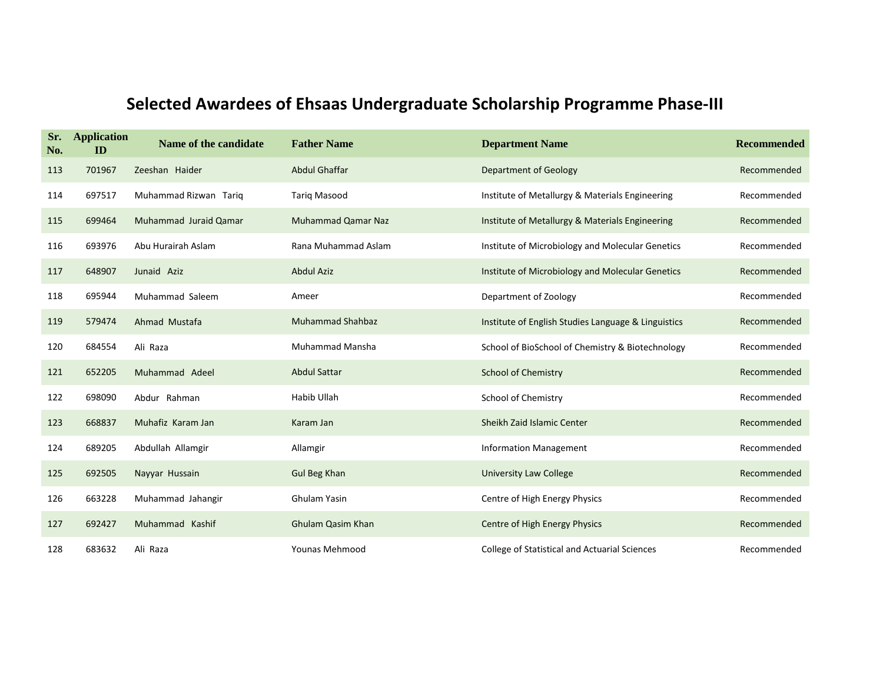# Selected Awardees of Ehsaas Undergraduate Scholarship Programme Phase-III

| Sr. No. | Application ID | Name of the candidate | Father Name | Department Name | Recommended |
|---|---|---|---|---|---|
| 113 | 701967 | Zeeshan Haider | Abdul Ghaffar | Department of Geology | Recommended |
| 114 | 697517 | Muhammad Rizwan Tariq | Tariq Masood | Institute of Metallurgy & Materials Engineering | Recommended |
| 115 | 699464 | Muhammad Juraid Qamar | Muhammad Qamar Naz | Institute of Metallurgy & Materials Engineering | Recommended |
| 116 | 693976 | Abu Hurairah Aslam | Rana Muhammad Aslam | Institute of Microbiology and Molecular Genetics | Recommended |
| 117 | 648907 | Junaid Aziz | Abdul Aziz | Institute of Microbiology and Molecular Genetics | Recommended |
| 118 | 695944 | Muhammad Saleem | Ameer | Department of Zoology | Recommended |
| 119 | 579474 | Ahmad Mustafa | Muhammad Shahbaz | Institute of English Studies Language & Linguistics | Recommended |
| 120 | 684554 | Ali Raza | Muhammad Mansha | School of BioSchool of Chemistry & Biotechnology | Recommended |
| 121 | 652205 | Muhammad Adeel | Abdul Sattar | School of Chemistry | Recommended |
| 122 | 698090 | Abdur Rahman | Habib Ullah | School of Chemistry | Recommended |
| 123 | 668837 | Muhafiz Karam Jan | Karam Jan | Sheikh Zaid Islamic Center | Recommended |
| 124 | 689205 | Abdullah Allamgir | Allamgir | Information Management | Recommended |
| 125 | 692505 | Nayyar Hussain | Gul Beg Khan | University Law College | Recommended |
| 126 | 663228 | Muhammad Jahangir | Ghulam Yasin | Centre of High Energy Physics | Recommended |
| 127 | 692427 | Muhammad Kashif | Ghulam Qasim Khan | Centre of High Energy Physics | Recommended |
| 128 | 683632 | Ali Raza | Younas Mehmood | College of Statistical and Actuarial Sciences | Recommended |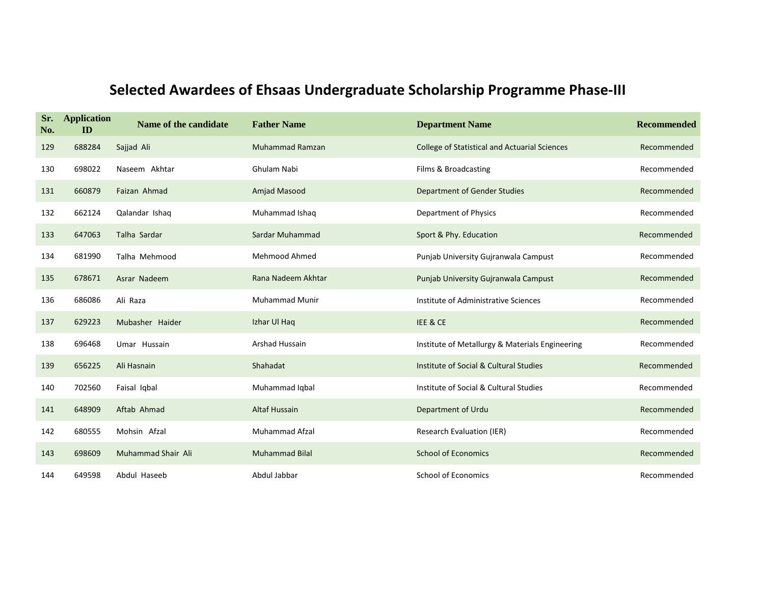# Selected Awardees of Ehsaas Undergraduate Scholarship Programme Phase-III

| Sr. No. | Application ID | Name of the candidate | Father Name | Department Name | Recommended |
|---|---|---|---|---|---|
| 129 | 688284 | Sajjad Ali | Muhammad Ramzan | College of Statistical and Actuarial Sciences | Recommended |
| 130 | 698022 | Naseem Akhtar | Ghulam Nabi | Films & Broadcasting | Recommended |
| 131 | 660879 | Faizan Ahmad | Amjad Masood | Department of Gender Studies | Recommended |
| 132 | 662124 | Qalandar Ishaq | Muhammad Ishaq | Department of Physics | Recommended |
| 133 | 647063 | Talha Sardar | Sardar Muhammad | Sport & Phy. Education | Recommended |
| 134 | 681990 | Talha Mehmood | Mehmood Ahmed | Punjab University Gujranwala Campust | Recommended |
| 135 | 678671 | Asrar Nadeem | Rana Nadeem Akhtar | Punjab University Gujranwala Campust | Recommended |
| 136 | 686086 | Ali Raza | Muhammad Munir | Institute of Administrative Sciences | Recommended |
| 137 | 629223 | Mubasher Haider | Izhar Ul Haq | IEE & CE | Recommended |
| 138 | 696468 | Umar Hussain | Arshad Hussain | Institute of Metallurgy & Materials Engineering | Recommended |
| 139 | 656225 | Ali Hasnain | Shahadat | Institute of Social & Cultural Studies | Recommended |
| 140 | 702560 | Faisal Iqbal | Muhammad Iqbal | Institute of Social & Cultural Studies | Recommended |
| 141 | 648909 | Aftab Ahmad | Altaf Hussain | Department of Urdu | Recommended |
| 142 | 680555 | Mohsin Afzal | Muhammad Afzal | Research Evaluation (IER) | Recommended |
| 143 | 698609 | Muhammad Shair Ali | Muhammad Bilal | School of Economics | Recommended |
| 144 | 649598 | Abdul Haseeb | Abdul Jabbar | School of Economics | Recommended |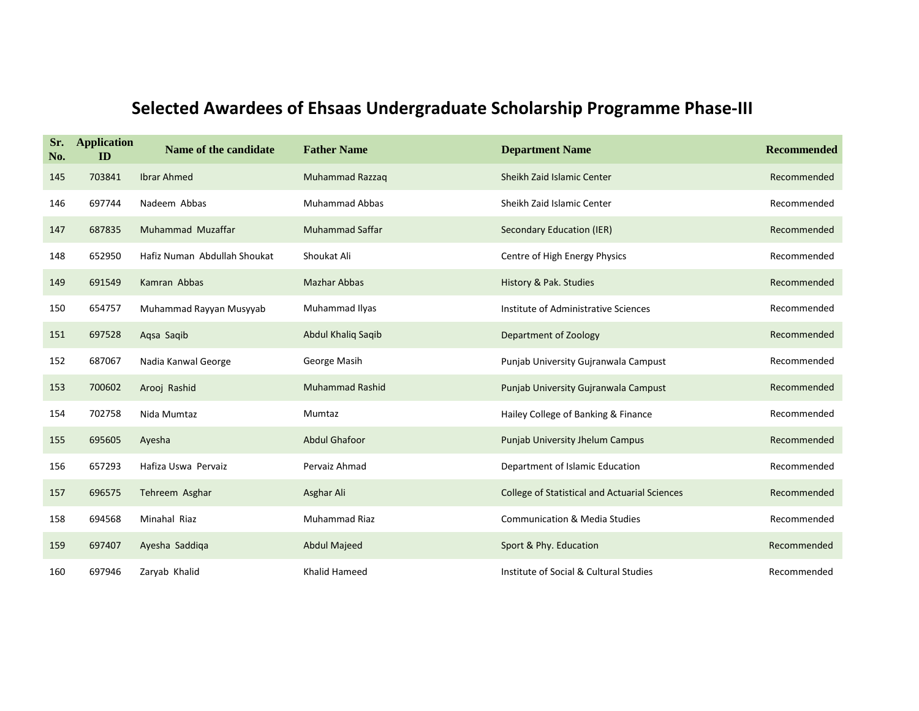# Selected Awardees of Ehsaas Undergraduate Scholarship Programme Phase-III

| Sr. No. | Application ID | Name of the candidate | Father Name | Department Name | Recommended |
|---|---|---|---|---|---|
| 145 | 703841 | Ibrar Ahmed | Muhammad Razzaq | Sheikh Zaid Islamic Center | Recommended |
| 146 | 697744 | Nadeem Abbas | Muhammad Abbas | Sheikh Zaid Islamic Center | Recommended |
| 147 | 687835 | Muhammad Muzaffar | Muhammad Saffar | Secondary Education (IER) | Recommended |
| 148 | 652950 | Hafiz Numan Abdullah Shoukat | Shoukat Ali | Centre of High Energy Physics | Recommended |
| 149 | 691549 | Kamran Abbas | Mazhar Abbas | History & Pak. Studies | Recommended |
| 150 | 654757 | Muhammad Rayyan Musyyab | Muhammad Ilyas | Institute of Administrative Sciences | Recommended |
| 151 | 697528 | Aqsa Saqib | Abdul Khaliq Saqib | Department of Zoology | Recommended |
| 152 | 687067 | Nadia Kanwal George | George Masih | Punjab University Gujranwala Campust | Recommended |
| 153 | 700602 | Arooj Rashid | Muhammad Rashid | Punjab University Gujranwala Campust | Recommended |
| 154 | 702758 | Nida Mumtaz | Mumtaz | Hailey College of Banking & Finance | Recommended |
| 155 | 695605 | Ayesha | Abdul Ghafoor | Punjab University Jhelum Campus | Recommended |
| 156 | 657293 | Hafiza Uswa Pervaiz | Pervaiz Ahmad | Department of Islamic Education | Recommended |
| 157 | 696575 | Tehreem Asghar | Asghar Ali | College of Statistical and Actuarial Sciences | Recommended |
| 158 | 694568 | Minahal Riaz | Muhammad Riaz | Communication & Media Studies | Recommended |
| 159 | 697407 | Ayesha Saddiqa | Abdul Majeed | Sport & Phy. Education | Recommended |
| 160 | 697946 | Zaryab Khalid | Khalid Hameed | Institute of Social & Cultural Studies | Recommended |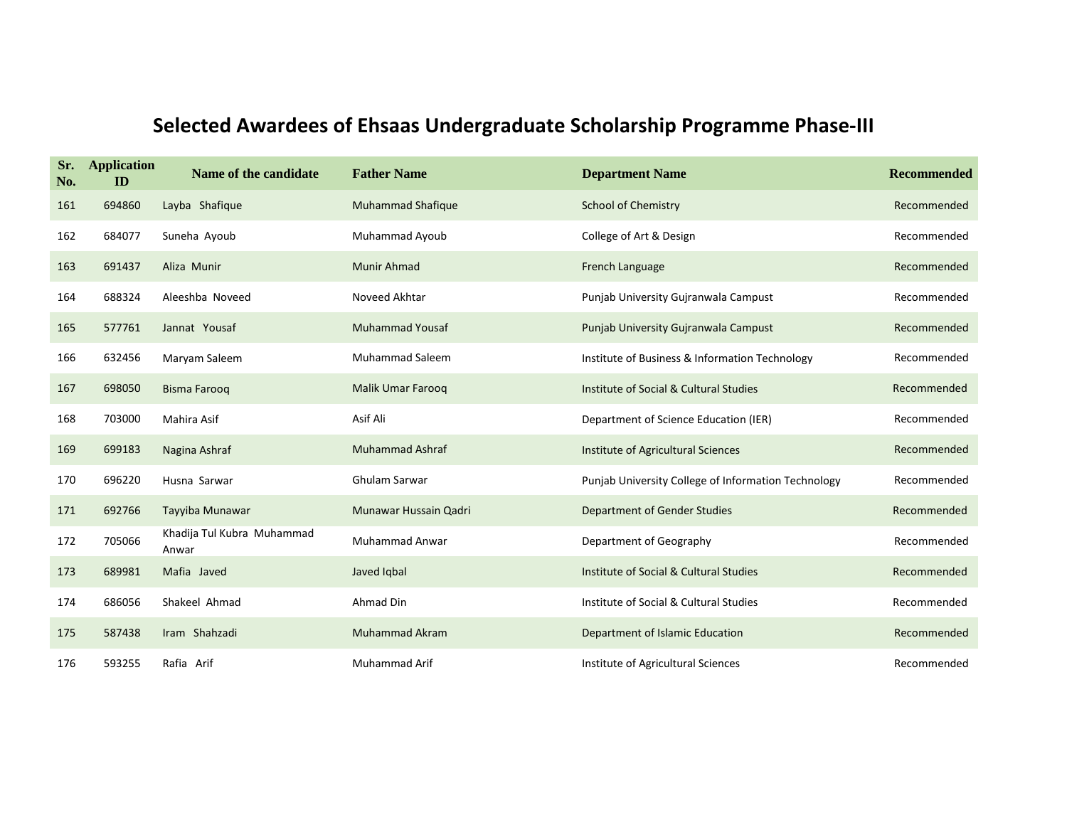# Selected Awardees of Ehsaas Undergraduate Scholarship Programme Phase-III

| Sr. No. | Application ID | Name of the candidate | Father Name | Department Name | Recommended |
|---|---|---|---|---|---|
| 161 | 694860 | Layba Shafique | Muhammad Shafique | School of Chemistry | Recommended |
| 162 | 684077 | Suneha Ayoub | Muhammad Ayoub | College of Art & Design | Recommended |
| 163 | 691437 | Aliza Munir | Munir Ahmad | French Language | Recommended |
| 164 | 688324 | Aleeshba Noveed | Noveed Akhtar | Punjab University Gujranwala Campust | Recommended |
| 165 | 577761 | Jannat Yousaf | Muhammad Yousaf | Punjab University Gujranwala Campust | Recommended |
| 166 | 632456 | Maryam Saleem | Muhammad Saleem | Institute of Business & Information Technology | Recommended |
| 167 | 698050 | Bisma Farooq | Malik Umar Farooq | Institute of Social & Cultural Studies | Recommended |
| 168 | 703000 | Mahira Asif | Asif Ali | Department of Science Education (IER) | Recommended |
| 169 | 699183 | Nagina Ashraf | Muhammad Ashraf | Institute of Agricultural Sciences | Recommended |
| 170 | 696220 | Husna Sarwar | Ghulam Sarwar | Punjab University College of Information Technology | Recommended |
| 171 | 692766 | Tayyiba Munawar | Munawar Hussain Qadri | Department of Gender Studies | Recommended |
| 172 | 705066 | Khadija Tul Kubra Muhammad Anwar | Muhammad Anwar | Department of Geography | Recommended |
| 173 | 689981 | Mafia Javed | Javed Iqbal | Institute of Social & Cultural Studies | Recommended |
| 174 | 686056 | Shakeel Ahmad | Ahmad Din | Institute of Social & Cultural Studies | Recommended |
| 175 | 587438 | Iram Shahzadi | Muhammad Akram | Department of Islamic Education | Recommended |
| 176 | 593255 | Rafia Arif | Muhammad Arif | Institute of Agricultural Sciences | Recommended |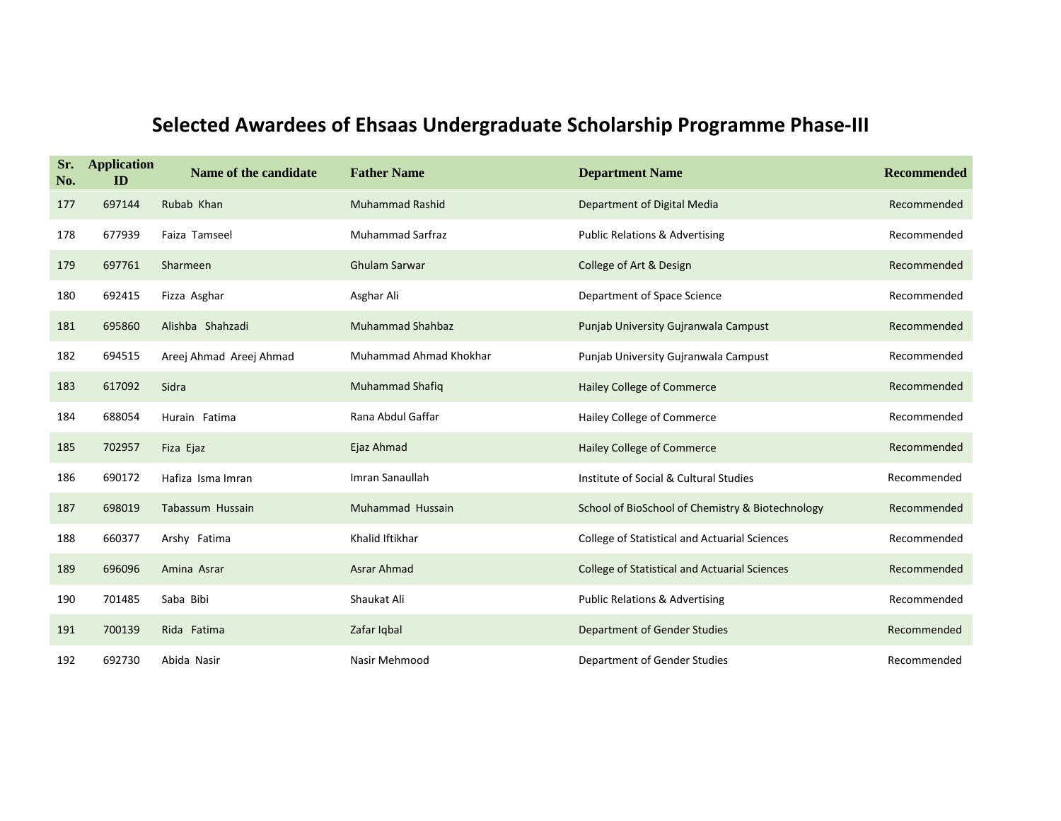# Selected Awardees of Ehsaas Undergraduate Scholarship Programme Phase-III

| Sr. No. | Application ID | Name of the candidate | Father Name | Department Name | Recommended |
|---|---|---|---|---|---|
| 177 | 697144 | Rubab Khan | Muhammad Rashid | Department of Digital Media | Recommended |
| 178 | 677939 | Faiza Tamseel | Muhammad Sarfraz | Public Relations & Advertising | Recommended |
| 179 | 697761 | Sharmeen | Ghulam Sarwar | College of Art & Design | Recommended |
| 180 | 692415 | Fizza Asghar | Asghar Ali | Department of Space Science | Recommended |
| 181 | 695860 | Alishba Shahzadi | Muhammad Shahbaz | Punjab University Gujranwala Campust | Recommended |
| 182 | 694515 | Areej Ahmad Areej Ahmad | Muhammad Ahmad Khokhar | Punjab University Gujranwala Campust | Recommended |
| 183 | 617092 | Sidra | Muhammad Shafiq | Hailey College of Commerce | Recommended |
| 184 | 688054 | Hurain Fatima | Rana Abdul Gaffar | Hailey College of Commerce | Recommended |
| 185 | 702957 | Fiza Ejaz | Ejaz Ahmad | Hailey College of Commerce | Recommended |
| 186 | 690172 | Hafiza Isma Imran | Imran Sanaullah | Institute of Social & Cultural Studies | Recommended |
| 187 | 698019 | Tabassum Hussain | Muhammad Hussain | School of BioSchool of Chemistry & Biotechnology | Recommended |
| 188 | 660377 | Arshy Fatima | Khalid Iftikhar | College of Statistical and Actuarial Sciences | Recommended |
| 189 | 696096 | Amina Asrar | Asrar Ahmad | College of Statistical and Actuarial Sciences | Recommended |
| 190 | 701485 | Saba Bibi | Shaukat Ali | Public Relations & Advertising | Recommended |
| 191 | 700139 | Rida Fatima | Zafar Iqbal | Department of Gender Studies | Recommended |
| 192 | 692730 | Abida Nasir | Nasir Mehmood | Department of Gender Studies | Recommended |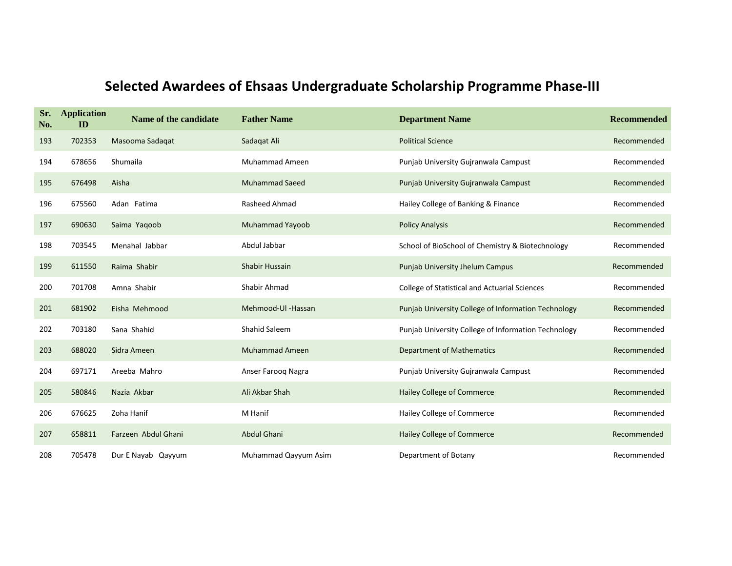# Selected Awardees of Ehsaas Undergraduate Scholarship Programme Phase-III

| Sr. No. | Application ID | Name of the candidate | Father Name | Department Name | Recommended |
|---|---|---|---|---|---|
| 193 | 702353 | Masooma Sadaqat | Sadaqat Ali | Political Science | Recommended |
| 194 | 678656 | Shumaila | Muhammad Ameen | Punjab University Gujranwala Campust | Recommended |
| 195 | 676498 | Aisha | Muhammad Saeed | Punjab University Gujranwala Campust | Recommended |
| 196 | 675560 | Adan Fatima | Rasheed Ahmad | Hailey College of Banking & Finance | Recommended |
| 197 | 690630 | Saima Yaqoob | Muhammad Yayoob | Policy Analysis | Recommended |
| 198 | 703545 | Menahal Jabbar | Abdul Jabbar | School of BioSchool of Chemistry & Biotechnology | Recommended |
| 199 | 611550 | Raima Shabir | Shabir Hussain | Punjab University Jhelum Campus | Recommended |
| 200 | 701708 | Amna Shabir | Shabir Ahmad | College of Statistical and Actuarial Sciences | Recommended |
| 201 | 681902 | Eisha Mehmood | Mehmood-Ul -Hassan | Punjab University College of Information Technology | Recommended |
| 202 | 703180 | Sana Shahid | Shahid Saleem | Punjab University College of Information Technology | Recommended |
| 203 | 688020 | Sidra Ameen | Muhammad Ameen | Department of Mathematics | Recommended |
| 204 | 697171 | Areeba Mahro | Anser Farooq Nagra | Punjab University Gujranwala Campust | Recommended |
| 205 | 580846 | Nazia Akbar | Ali Akbar Shah | Hailey College of Commerce | Recommended |
| 206 | 676625 | Zoha Hanif | M Hanif | Hailey College of Commerce | Recommended |
| 207 | 658811 | Farzeen Abdul Ghani | Abdul Ghani | Hailey College of Commerce | Recommended |
| 208 | 705478 | Dur E Nayab Qayyum | Muhammad Qayyum Asim | Department of Botany | Recommended |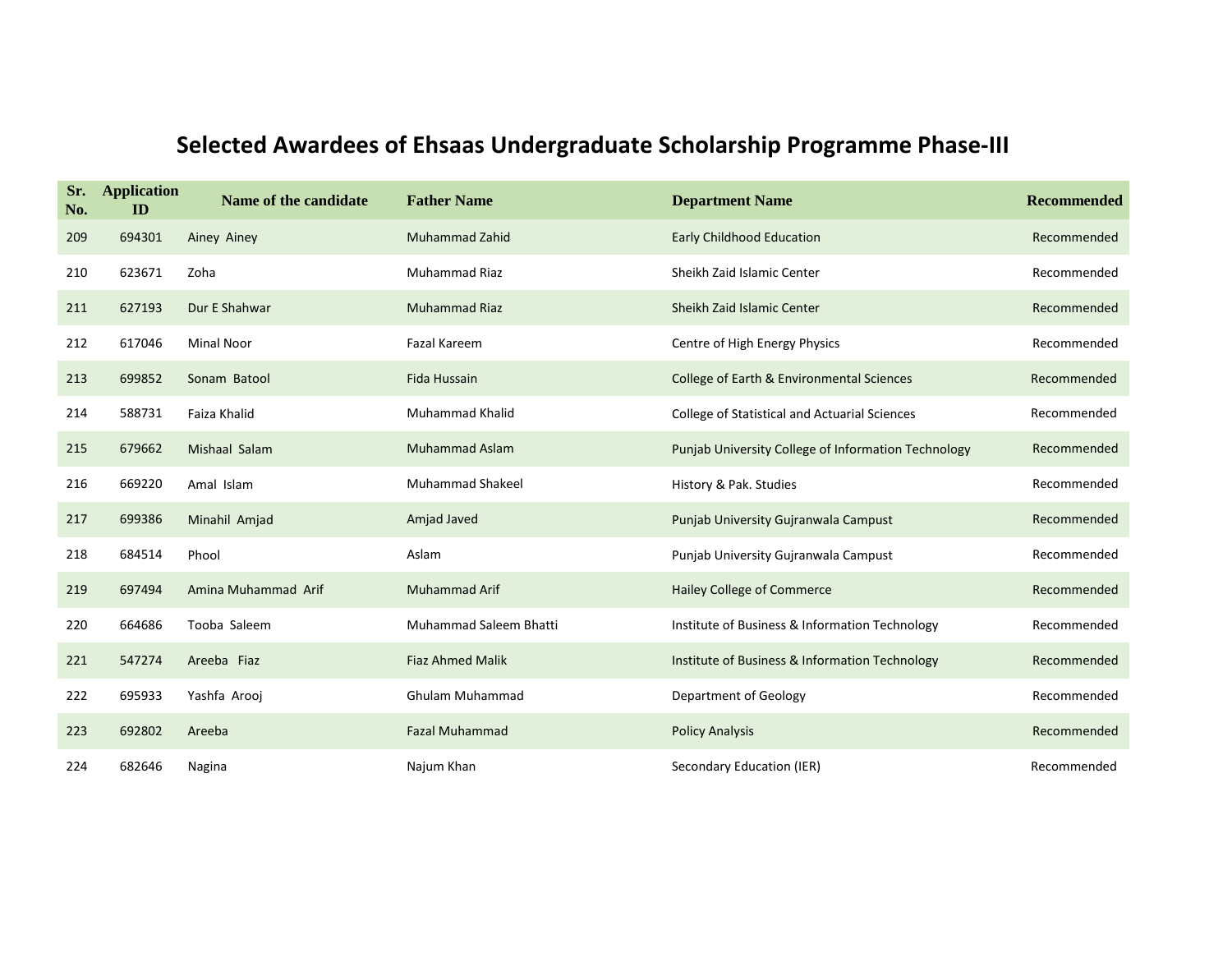# Selected Awardees of Ehsaas Undergraduate Scholarship Programme Phase-III

| Sr. No. | Application ID | Name of the candidate | Father Name | Department Name | Recommended |
|---|---|---|---|---|---|
| 209 | 694301 | Ainey Ainey | Muhammad Zahid | Early Childhood Education | Recommended |
| 210 | 623671 | Zoha | Muhammad Riaz | Sheikh Zaid Islamic Center | Recommended |
| 211 | 627193 | Dur E Shahwar | Muhammad Riaz | Sheikh Zaid Islamic Center | Recommended |
| 212 | 617046 | Minal Noor | Fazal Kareem | Centre of High Energy Physics | Recommended |
| 213 | 699852 | Sonam Batool | Fida Hussain | College of Earth & Environmental Sciences | Recommended |
| 214 | 588731 | Faiza Khalid | Muhammad Khalid | College of Statistical and Actuarial Sciences | Recommended |
| 215 | 679662 | Mishaal Salam | Muhammad Aslam | Punjab University College of Information Technology | Recommended |
| 216 | 669220 | Amal Islam | Muhammad Shakeel | History & Pak. Studies | Recommended |
| 217 | 699386 | Minahil Amjad | Amjad Javed | Punjab University Gujranwala Campust | Recommended |
| 218 | 684514 | Phool | Aslam | Punjab University Gujranwala Campust | Recommended |
| 219 | 697494 | Amina Muhammad Arif | Muhammad Arif | Hailey College of Commerce | Recommended |
| 220 | 664686 | Tooba Saleem | Muhammad Saleem Bhatti | Institute of Business & Information Technology | Recommended |
| 221 | 547274 | Areeba Fiaz | Fiaz Ahmed Malik | Institute of Business & Information Technology | Recommended |
| 222 | 695933 | Yashfa Arooj | Ghulam Muhammad | Department of Geology | Recommended |
| 223 | 692802 | Areeba | Fazal Muhammad | Policy Analysis | Recommended |
| 224 | 682646 | Nagina | Najum Khan | Secondary Education (IER) | Recommended |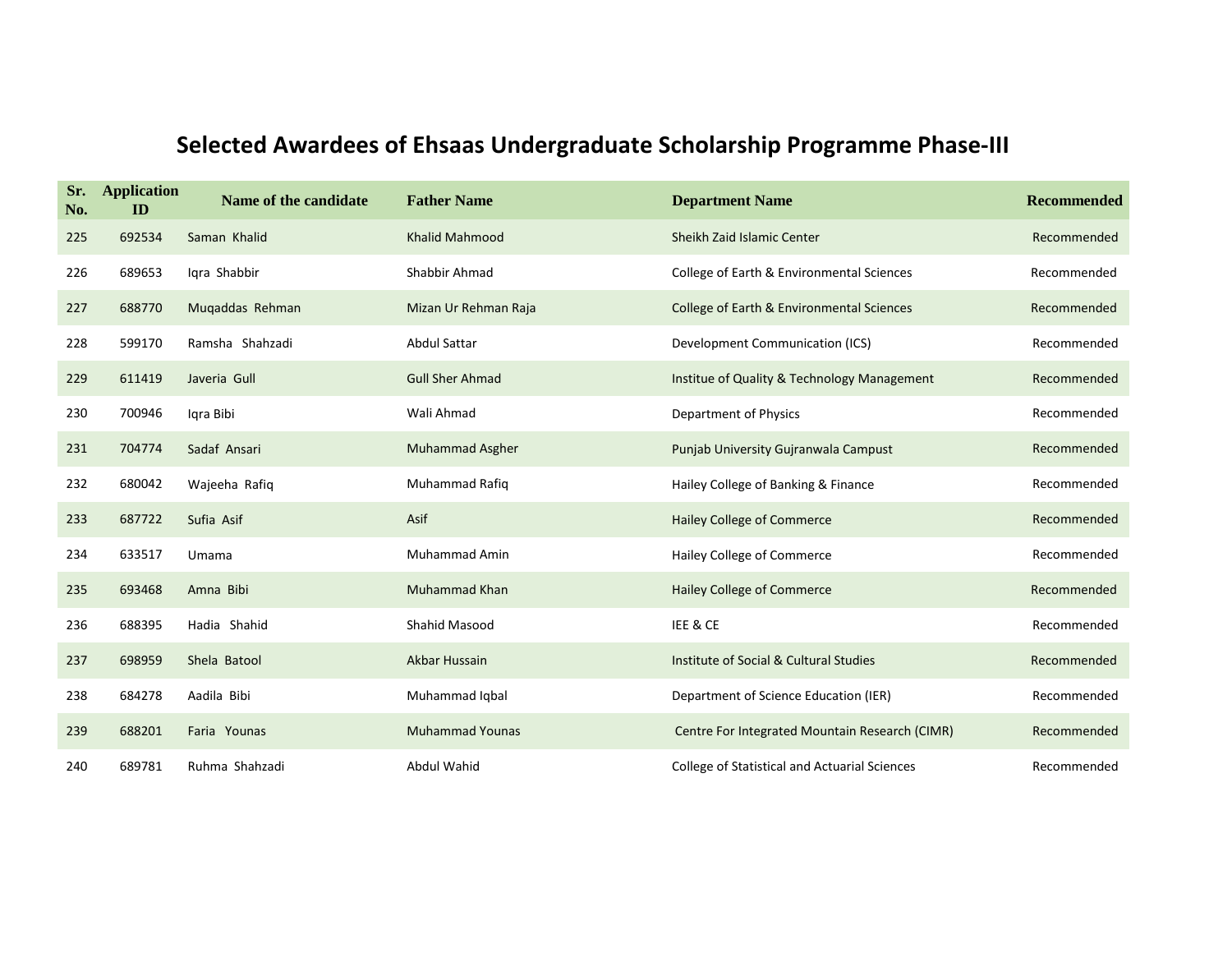# Selected Awardees of Ehsaas Undergraduate Scholarship Programme Phase-III

| Sr. No. | Application ID | Name of the candidate | Father Name | Department Name | Recommended |
|---|---|---|---|---|---|
| 225 | 692534 | Saman Khalid | Khalid Mahmood | Sheikh Zaid Islamic Center | Recommended |
| 226 | 689653 | Iqra Shabbir | Shabbir Ahmad | College of Earth & Environmental Sciences | Recommended |
| 227 | 688770 | Muqaddas Rehman | Mizan Ur Rehman Raja | College of Earth & Environmental Sciences | Recommended |
| 228 | 599170 | Ramsha Shahzadi | Abdul Sattar | Development Communication (ICS) | Recommended |
| 229 | 611419 | Javeria Gull | Gull Sher Ahmad | Institue of Quality & Technology Management | Recommended |
| 230 | 700946 | Iqra Bibi | Wali Ahmad | Department of Physics | Recommended |
| 231 | 704774 | Sadaf Ansari | Muhammad Asgher | Punjab University Gujranwala Campust | Recommended |
| 232 | 680042 | Wajeeha Rafiq | Muhammad Rafiq | Hailey College of Banking & Finance | Recommended |
| 233 | 687722 | Sufia Asif | Asif | Hailey College of Commerce | Recommended |
| 234 | 633517 | Umama | Muhammad Amin | Hailey College of Commerce | Recommended |
| 235 | 693468 | Amna Bibi | Muhammad Khan | Hailey College of Commerce | Recommended |
| 236 | 688395 | Hadia Shahid | Shahid Masood | IEE & CE | Recommended |
| 237 | 698959 | Shela Batool | Akbar Hussain | Institute of Social & Cultural Studies | Recommended |
| 238 | 684278 | Aadila Bibi | Muhammad Iqbal | Department of Science Education (IER) | Recommended |
| 239 | 688201 | Faria Younas | Muhammad Younas | Centre For Integrated Mountain Research (CIMR) | Recommended |
| 240 | 689781 | Ruhma Shahzadi | Abdul Wahid | College of Statistical and Actuarial Sciences | Recommended |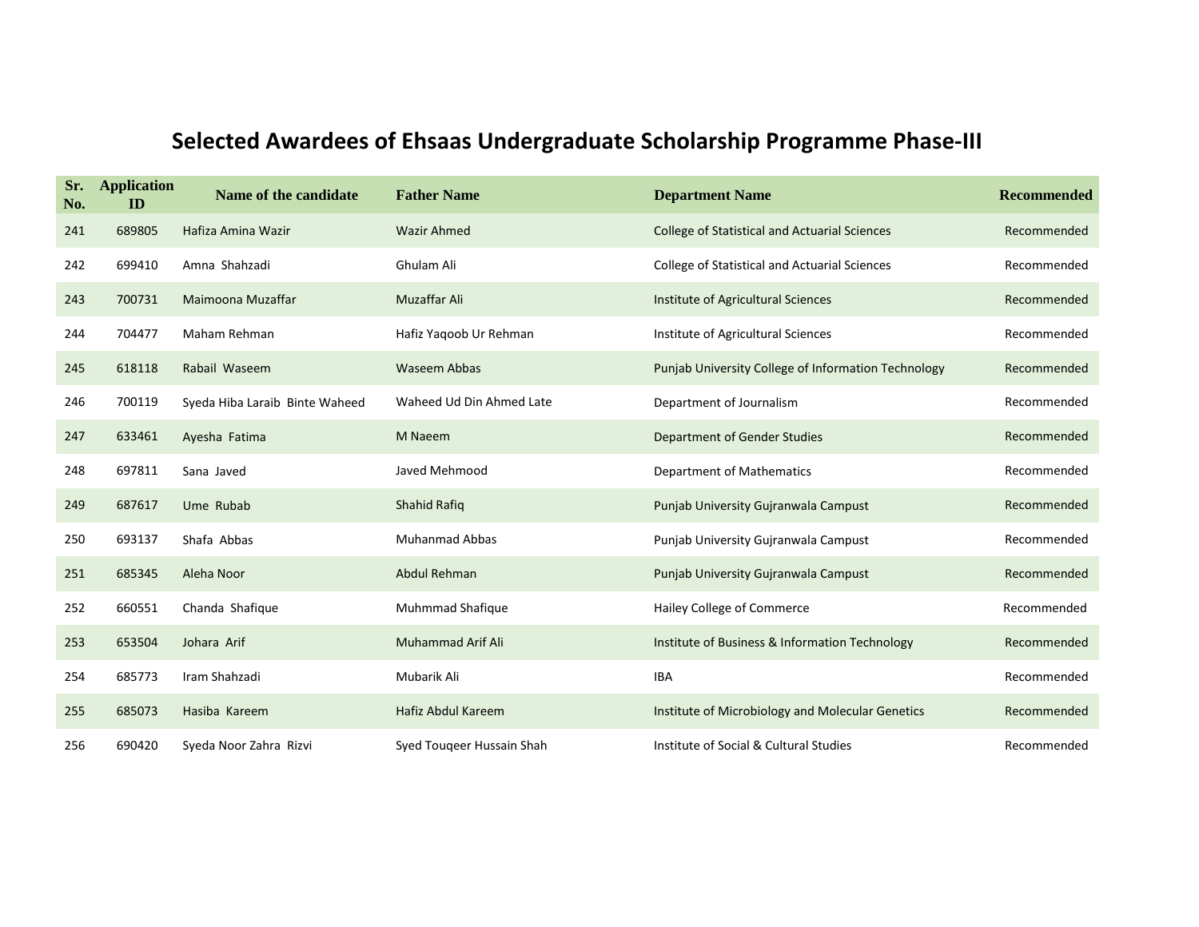# Selected Awardees of Ehsaas Undergraduate Scholarship Programme Phase-III

| Sr. No. | Application ID | Name of the candidate | Father Name | Department Name | Recommended |
|---|---|---|---|---|---|
| 241 | 689805 | Hafiza Amina Wazir | Wazir Ahmed | College of Statistical and Actuarial Sciences | Recommended |
| 242 | 699410 | Amna Shahzadi | Ghulam Ali | College of Statistical and Actuarial Sciences | Recommended |
| 243 | 700731 | Maimoona Muzaffar | Muzaffar Ali | Institute of Agricultural Sciences | Recommended |
| 244 | 704477 | Maham Rehman | Hafiz Yaqoob Ur Rehman | Institute of Agricultural Sciences | Recommended |
| 245 | 618118 | Rabail Waseem | Waseem Abbas | Punjab University College of Information Technology | Recommended |
| 246 | 700119 | Syeda Hiba Laraib Binte Waheed | Waheed Ud Din Ahmed Late | Department of Journalism | Recommended |
| 247 | 633461 | Ayesha Fatima | M Naeem | Department of Gender Studies | Recommended |
| 248 | 697811 | Sana Javed | Javed Mehmood | Department of Mathematics | Recommended |
| 249 | 687617 | Ume Rubab | Shahid Rafiq | Punjab University Gujranwala Campust | Recommended |
| 250 | 693137 | Shafa Abbas | Muhanmad Abbas | Punjab University Gujranwala Campust | Recommended |
| 251 | 685345 | Aleha Noor | Abdul Rehman | Punjab University Gujranwala Campust | Recommended |
| 252 | 660551 | Chanda Shafique | Muhmmad Shafique | Hailey College of Commerce | Recommended |
| 253 | 653504 | Johara Arif | Muhammad Arif Ali | Institute of Business & Information Technology | Recommended |
| 254 | 685773 | Iram Shahzadi | Mubarik Ali | IBA | Recommended |
| 255 | 685073 | Hasiba Kareem | Hafiz Abdul Kareem | Institute of Microbiology and Molecular Genetics | Recommended |
| 256 | 690420 | Syeda Noor Zahra Rizvi | Syed Touqeer Hussain Shah | Institute of Social & Cultural Studies | Recommended |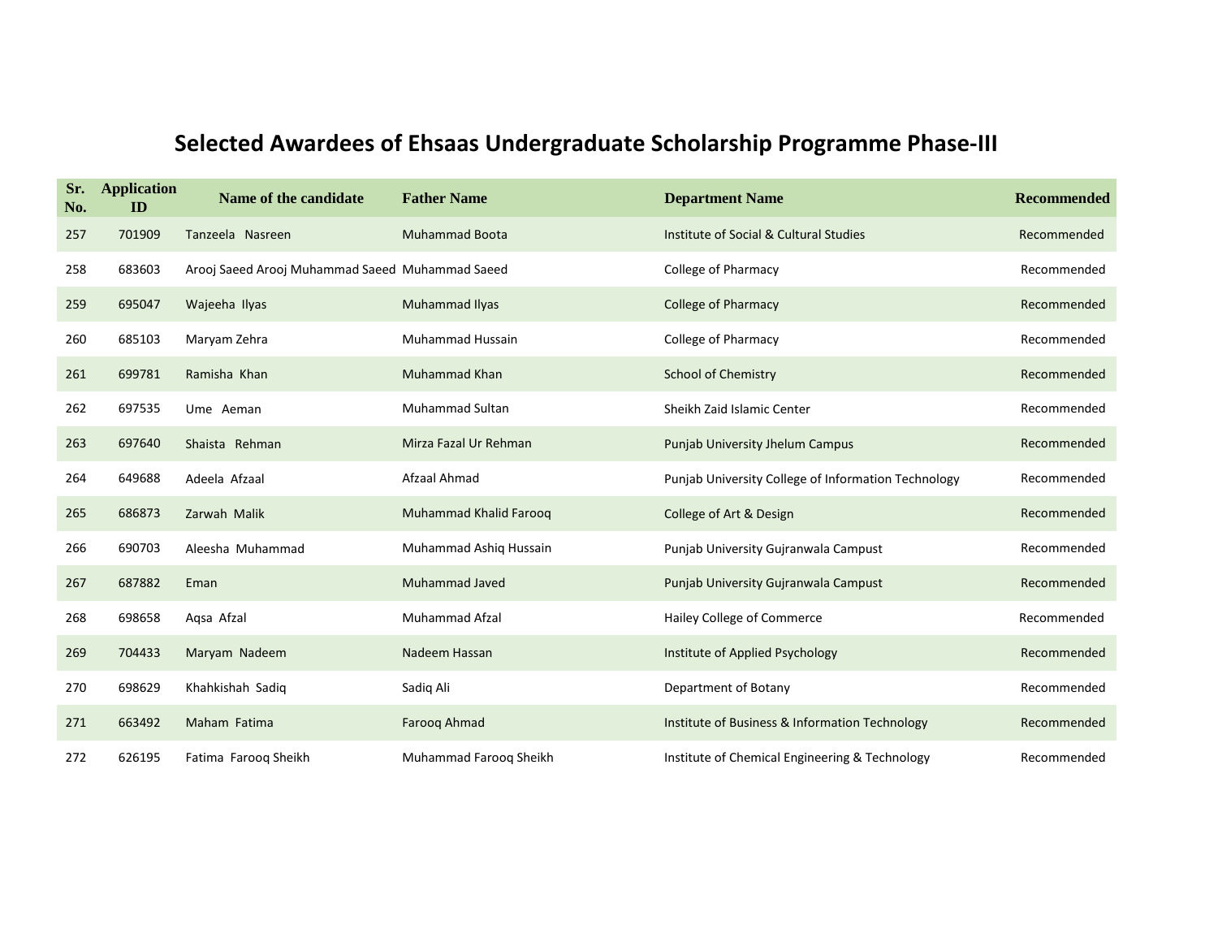# Selected Awardees of Ehsaas Undergraduate Scholarship Programme Phase-III

| Sr. No. | Application ID | Name of the candidate | Father Name | Department Name | Recommended |
|---|---|---|---|---|---|
| 257 | 701909 | Tanzeela Nasreen | Muhammad Boota | Institute of Social & Cultural Studies | Recommended |
| 258 | 683603 | Arooj Saeed Arooj Muhammad Saeed | Muhammad Saeed | College of Pharmacy | Recommended |
| 259 | 695047 | Wajeeha Ilyas | Muhammad Ilyas | College of Pharmacy | Recommended |
| 260 | 685103 | Maryam Zehra | Muhammad Hussain | College of Pharmacy | Recommended |
| 261 | 699781 | Ramisha Khan | Muhammad Khan | School of Chemistry | Recommended |
| 262 | 697535 | Ume Aeman | Muhammad Sultan | Sheikh Zaid Islamic Center | Recommended |
| 263 | 697640 | Shaista Rehman | Mirza Fazal Ur Rehman | Punjab University Jhelum Campus | Recommended |
| 264 | 649688 | Adeela Afzaal | Afzaal Ahmad | Punjab University College of Information Technology | Recommended |
| 265 | 686873 | Zarwah Malik | Muhammad Khalid Farooq | College of Art & Design | Recommended |
| 266 | 690703 | Aleesha Muhammad | Muhammad Ashiq Hussain | Punjab University Gujranwala Campust | Recommended |
| 267 | 687882 | Eman | Muhammad Javed | Punjab University Gujranwala Campust | Recommended |
| 268 | 698658 | Aqsa Afzal | Muhammad Afzal | Hailey College of Commerce | Recommended |
| 269 | 704433 | Maryam Nadeem | Nadeem Hassan | Institute of Applied Psychology | Recommended |
| 270 | 698629 | Khahkishah Sadiq | Sadiq Ali | Department of Botany | Recommended |
| 271 | 663492 | Maham Fatima | Farooq Ahmad | Institute of Business & Information Technology | Recommended |
| 272 | 626195 | Fatima Farooq Sheikh | Muhammad Farooq Sheikh | Institute of Chemical Engineering & Technology | Recommended |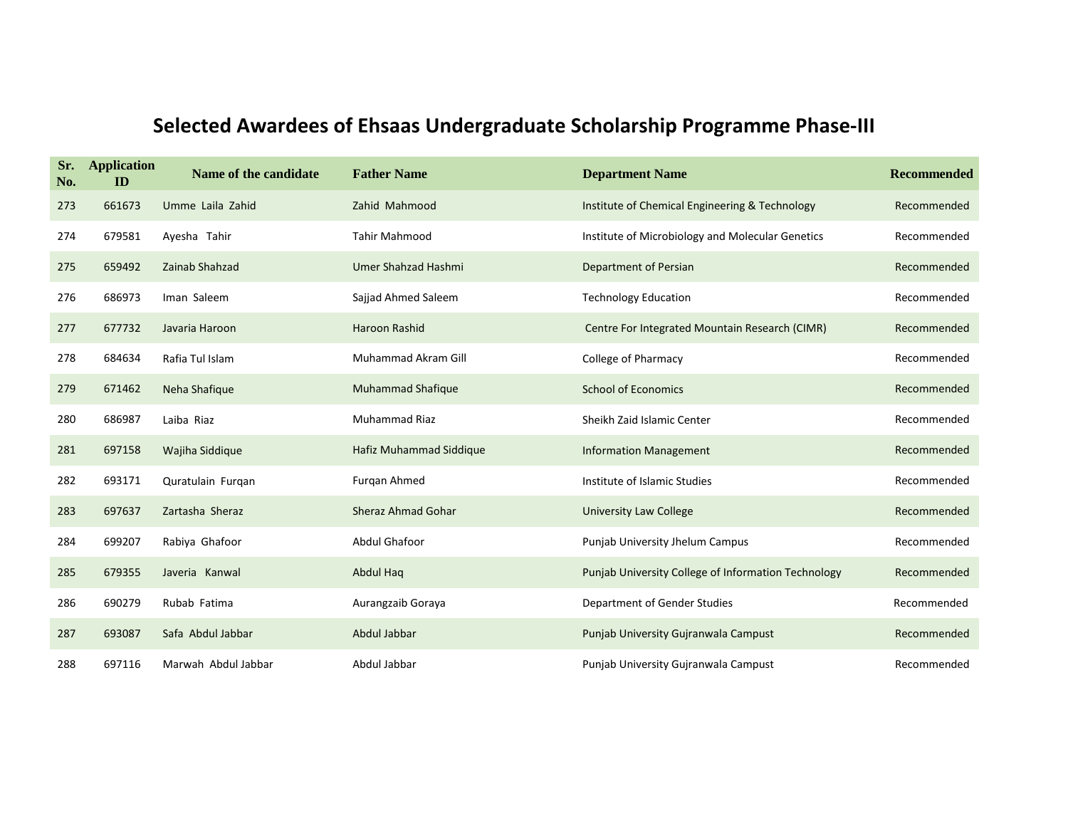# Selected Awardees of Ehsaas Undergraduate Scholarship Programme Phase-III

| Sr. No. | Application ID | Name of the candidate | Father Name | Department Name | Recommended |
|---|---|---|---|---|---|
| 273 | 661673 | Umme Laila Zahid | Zahid Mahmood | Institute of Chemical Engineering & Technology | Recommended |
| 274 | 679581 | Ayesha Tahir | Tahir Mahmood | Institute of Microbiology and Molecular Genetics | Recommended |
| 275 | 659492 | Zainab Shahzad | Umer Shahzad Hashmi | Department of Persian | Recommended |
| 276 | 686973 | Iman Saleem | Sajjad Ahmed Saleem | Technology Education | Recommended |
| 277 | 677732 | Javaria Haroon | Haroon Rashid | Centre For Integrated Mountain Research (CIMR) | Recommended |
| 278 | 684634 | Rafia Tul Islam | Muhammad Akram Gill | College of Pharmacy | Recommended |
| 279 | 671462 | Neha Shafique | Muhammad Shafique | School of Economics | Recommended |
| 280 | 686987 | Laiba Riaz | Muhammad Riaz | Sheikh Zaid Islamic Center | Recommended |
| 281 | 697158 | Wajiha Siddique | Hafiz Muhammad Siddique | Information Management | Recommended |
| 282 | 693171 | Quratulain Furqan | Furqan Ahmed | Institute of Islamic Studies | Recommended |
| 283 | 697637 | Zartasha Sheraz | Sheraz Ahmad Gohar | University Law College | Recommended |
| 284 | 699207 | Rabiya Ghafoor | Abdul Ghafoor | Punjab University Jhelum Campus | Recommended |
| 285 | 679355 | Javeria Kanwal | Abdul Haq | Punjab University College of Information Technology | Recommended |
| 286 | 690279 | Rubab Fatima | Aurangzaib Goraya | Department of Gender Studies | Recommended |
| 287 | 693087 | Safa Abdul Jabbar | Abdul Jabbar | Punjab University Gujranwala Campust | Recommended |
| 288 | 697116 | Marwah Abdul Jabbar | Abdul Jabbar | Punjab University Gujranwala Campust | Recommended |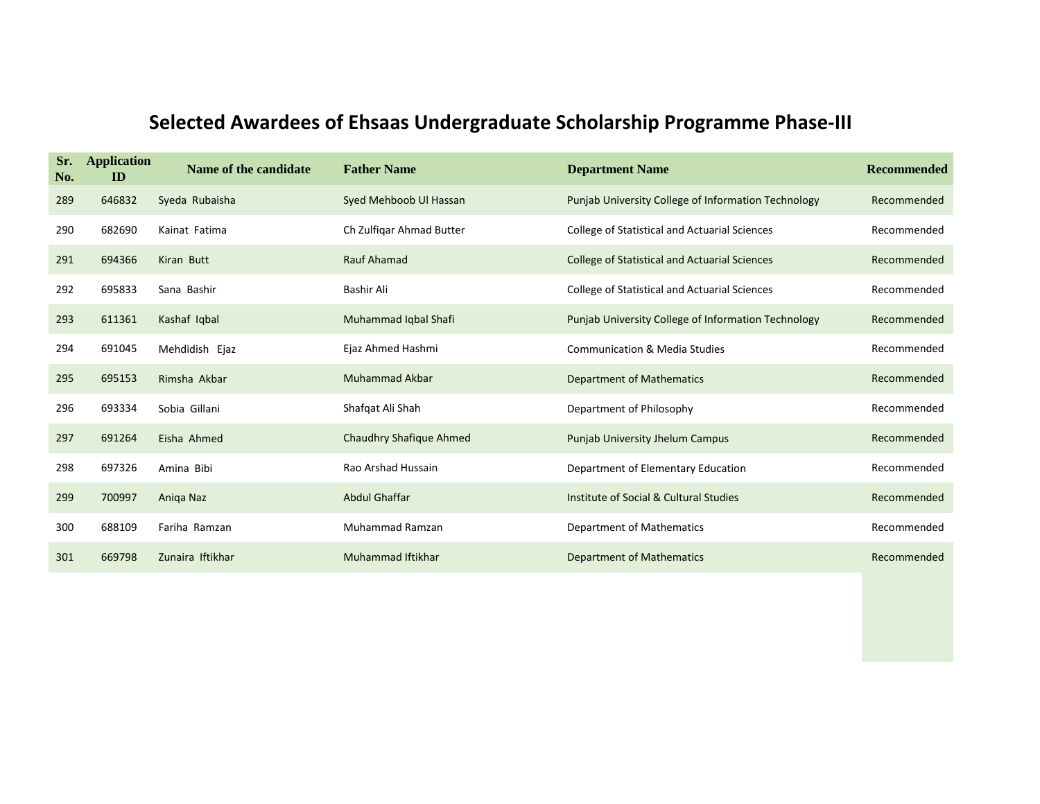# Selected Awardees of Ehsaas Undergraduate Scholarship Programme Phase-III

| Sr. No. | Application ID | Name of the candidate | Father Name | Department Name | Recommended |
|---|---|---|---|---|---|
| 289 | 646832 | Syeda Rubaisha | Syed Mehboob Ul Hassan | Punjab University College of Information Technology | Recommended |
| 290 | 682690 | Kainat Fatima | Ch Zulfiqar Ahmad Butter | College of Statistical and Actuarial Sciences | Recommended |
| 291 | 694366 | Kiran Butt | Rauf Ahamad | College of Statistical and Actuarial Sciences | Recommended |
| 292 | 695833 | Sana Bashir | Bashir Ali | College of Statistical and Actuarial Sciences | Recommended |
| 293 | 611361 | Kashaf Iqbal | Muhammad Iqbal Shafi | Punjab University College of Information Technology | Recommended |
| 294 | 691045 | Mehdidish Ejaz | Ejaz Ahmed Hashmi | Communication & Media Studies | Recommended |
| 295 | 695153 | Rimsha Akbar | Muhammad Akbar | Department of Mathematics | Recommended |
| 296 | 693334 | Sobia Gillani | Shafqat Ali Shah | Department of Philosophy | Recommended |
| 297 | 691264 | Eisha Ahmed | Chaudhry Shafique Ahmed | Punjab University Jhelum Campus | Recommended |
| 298 | 697326 | Amina Bibi | Rao Arshad Hussain | Department of Elementary Education | Recommended |
| 299 | 700997 | Aniqa Naz | Abdul Ghaffar | Institute of Social & Cultural Studies | Recommended |
| 300 | 688109 | Fariha Ramzan | Muhammad Ramzan | Department of Mathematics | Recommended |
| 301 | 669798 | Zunaira Iftikhar | Muhammad Iftikhar | Department of Mathematics | Recommended |